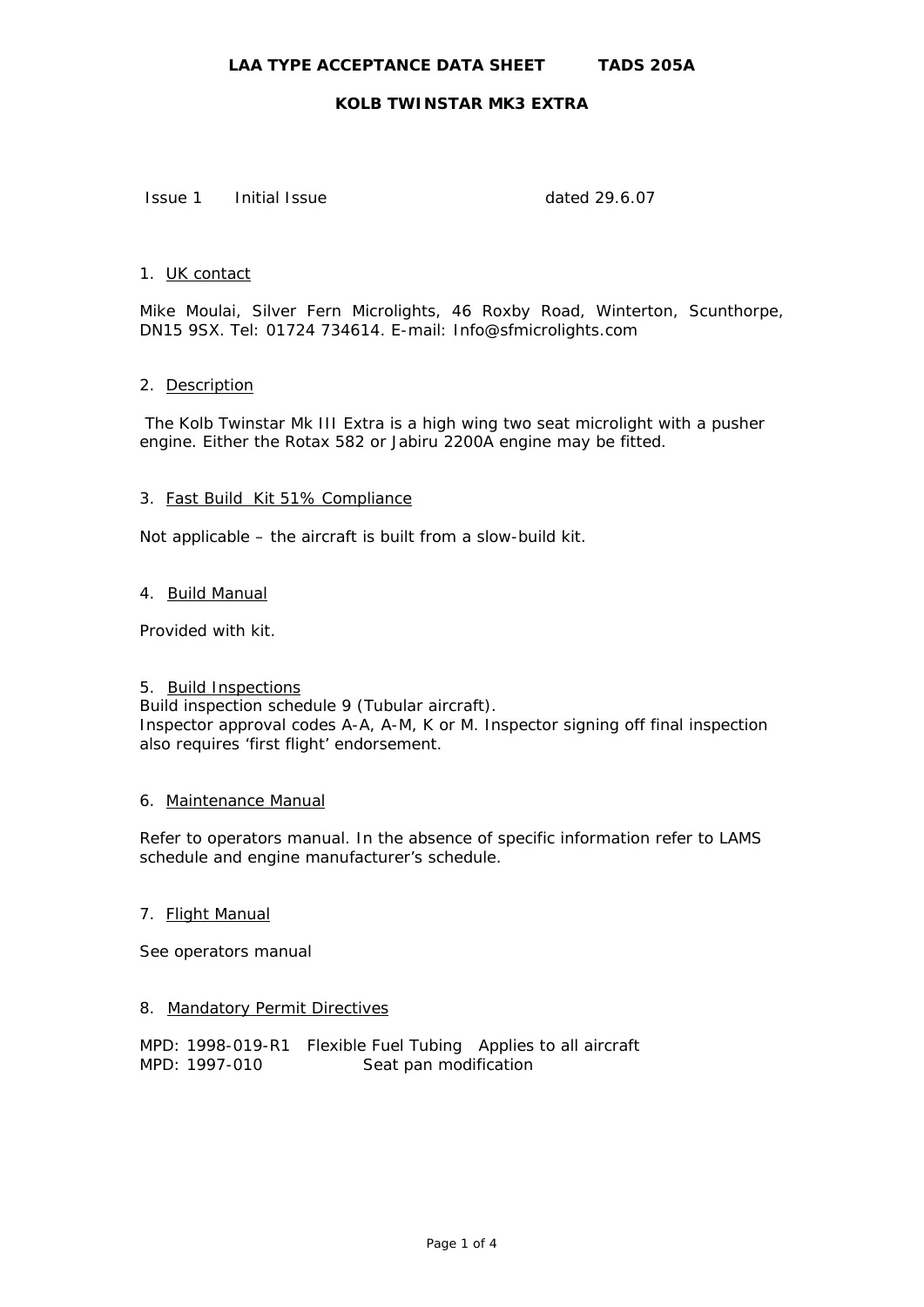**LAA TYPE ACCEPTANCE DATA SHEET TADS 205A**

**KOLB TWINSTAR MK3 EXTRA**

Issue 1 Initial Issue dated 29.6.07

1. UC contact

Mike Moulai, Silver Fern Microlights, 46 Roxby Road, Winterton, Scunthorpe, DN15 9SX. Tel: 01724 734614. E-mail: Info@sfmicrolights.com

2. Description

The Kolb Twinstar Mk III Extra is a high wing two seat microlight with a pusher engine. Either the Rotax 582 or Jabiru 2200A engine may be fitted.

3. Fast Build Kit 51% Compliance

Not applicable – the aircraft is built from a slow-build kit.

4. Build Manual

Provided with kit.

5. Build Inspections

Build inspection schedule 9 (Tubular aircraft).
Inspector approval codes A-A, A-M, K or M. Inspector signing off final inspection also requires 'first flight' endorsement.

6. Maintenance Manual

Refer to operators manual. In the absence of specific information refer to LAMS schedule and engine manufacturer's schedule.

7. Flight Manual

See operators manual

8. Mandatory Permit Directives

MPD: 1998-019-R1 Flexible Fuel Tubing Applies to all aircraft
MPD: 1997-010 Seat pan modification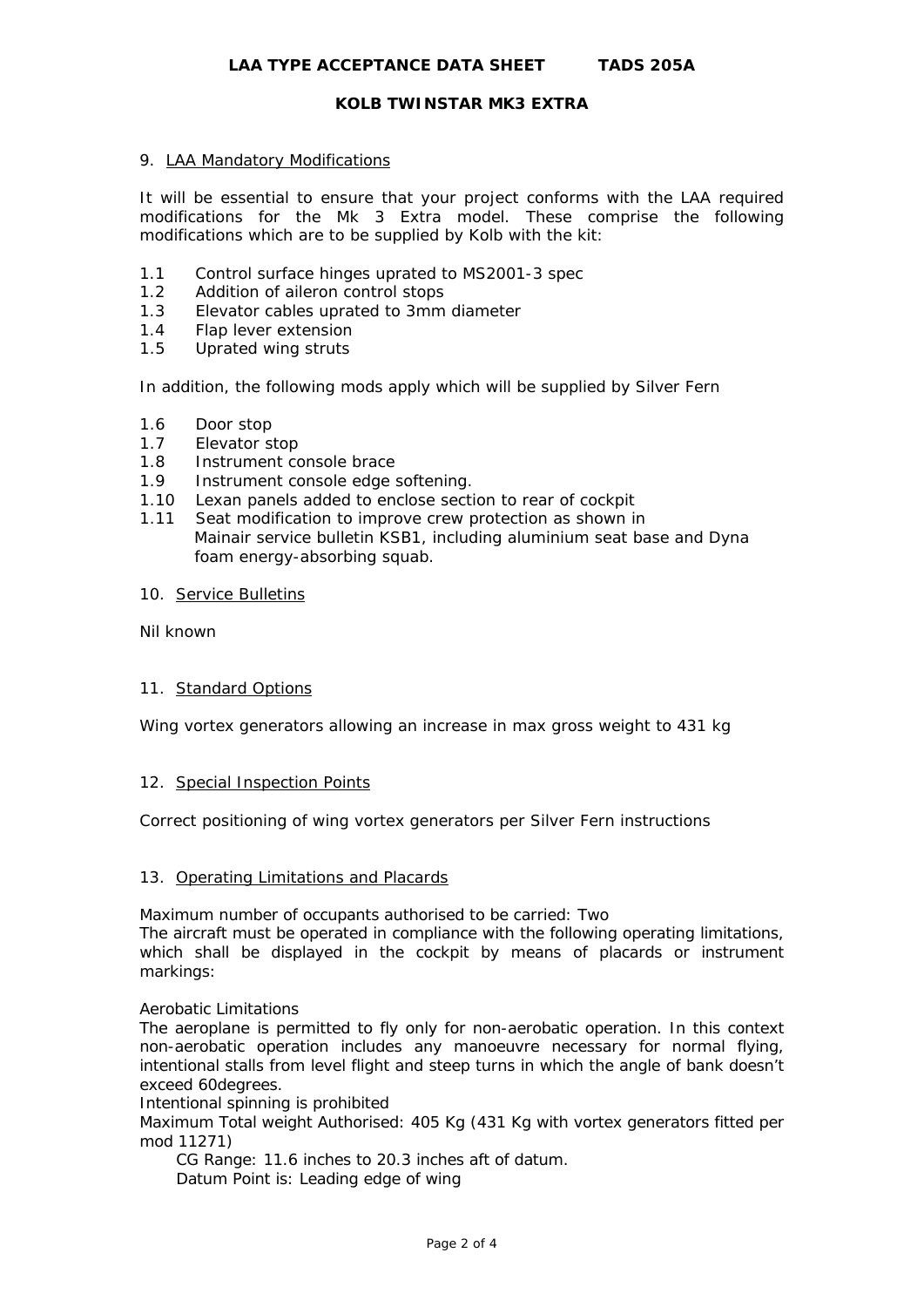## 9. LAA Mandatory Modifications

It will be essential to ensure that your project conforms with the LAA required modifications for the Mk 3 Extra model. These comprise the following modifications which are to be supplied by Kolb with the kit:

1.1 Control surface hinges uprated to MS2001-3 spec
1.2 Addition of aileron control stops
1.3 Elevator cables uprated to 3mm diameter
1.4 Flap lever extension
1.5 Uprated wing struts

In addition, the following mods apply which will be supplied by Silver Fern

1.6 Door stop
1.7 Elevator stop
1.8 Instrument console brace
1.9 Instrument console edge softening.
1.10 Lexan panels added to enclose section to rear of cockpit
1.11 Seat modification to improve crew protection as shown in Mainair service bulletin KSB1, including aluminium seat base and Dyna foam energy-absorbing squab.

## 10. Service Bulletins

Nil known

## 11. Standard Options

Wing vortex generators allowing an increase in max gross weight to 431 kg

## 12. Special Inspection Points

Correct positioning of wing vortex generators per Silver Fern instructions

## 13. Operating Limitations and Placards

Maximum number of occupants authorised to be carried: Two
The aircraft must be operated in compliance with the following operating limitations, which shall be displayed in the cockpit by means of placards or instrument markings:

Aerobatic Limitations
The aeroplane is permitted to fly only for non-aerobatic operation. In this context non-aerobatic operation includes any manoeuvre necessary for normal flying, intentional stalls from level flight and steep turns in which the angle of bank doesn't exceed 60degrees.
Intentional spinning is prohibited
Maximum Total weight Authorised: 405 Kg (431 Kg with vortex generators fitted per mod 11271)

CG Range: 11.6 inches to 20.3 inches aft of datum.
Datum Point is: Leading edge of wing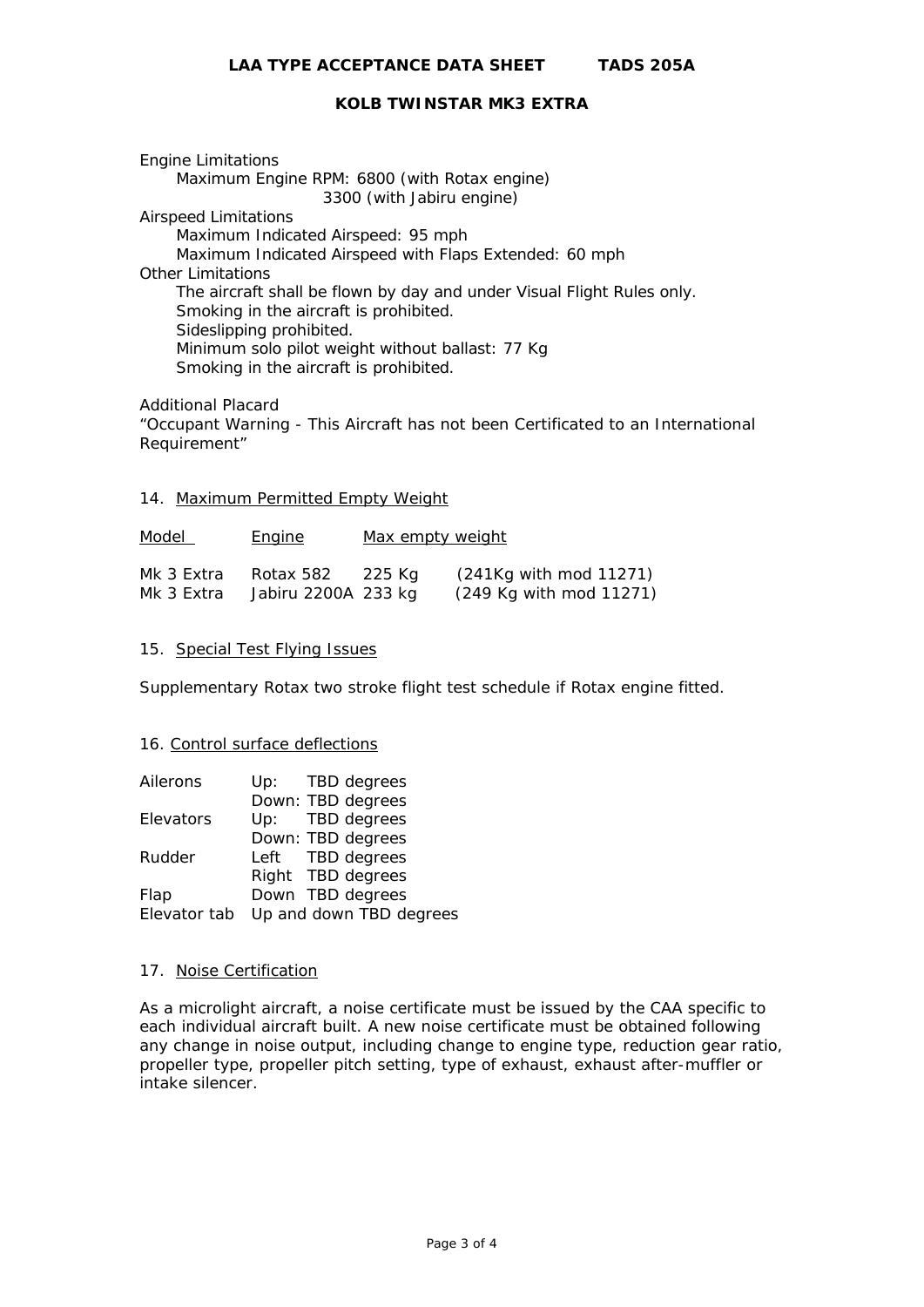Engine Limitations

Maximum Engine RPM: 6800 (with Rotax engine)
3300 (with Jabiru engine)

Airspeed Limitations

Maximum Indicated Airspeed: 95 mph
Maximum Indicated Airspeed with Flaps Extended: 60 mph

Other Limitations

The aircraft shall be flown by day and under Visual Flight Rules only.
Smoking in the aircraft is prohibited.
Sideslipping prohibited.
Minimum solo pilot weight without ballast: 77 Kg
Smoking in the aircraft is prohibited.

Additional Placard

"Occupant Warning - This Aircraft has not been Certificated to an International Requirement"

## 14. Maximum Permitted Empty Weight

| Model | Engine | Max empty weight | |
|---|---|---|---|
| Mk 3 Extra | Rotax 582 | 225 Kg | (241Kg with mod 11271) |
| Mk 3 Extra | Jabiru 2200A | 233 kg | (249 Kg with mod 11271) |

## 15. Special Test Flying Issues

Supplementary Rotax two stroke flight test schedule if Rotax engine fitted.

## 16. Control surface deflections

| | | |
|---|---|---|
| Ailerons | Up: | TBD degrees |
| | Down: | TBD degrees |
| Elevators | Up: | TBD degrees |
| | Down: | TBD degrees |
| Rudder | Left | TBD degrees |
| | Right | TBD degrees |
| Flap | Down | TBD degrees |
| Elevator tab | Up and down | TBD degrees |

## 17. Noise Certification

As a microlight aircraft, a noise certificate must be issued by the CAA specific to each individual aircraft built. A new noise certificate must be obtained following any change in noise output, including change to engine type, reduction gear ratio, propeller type, propeller pitch setting, type of exhaust, exhaust after-muffler or intake silencer.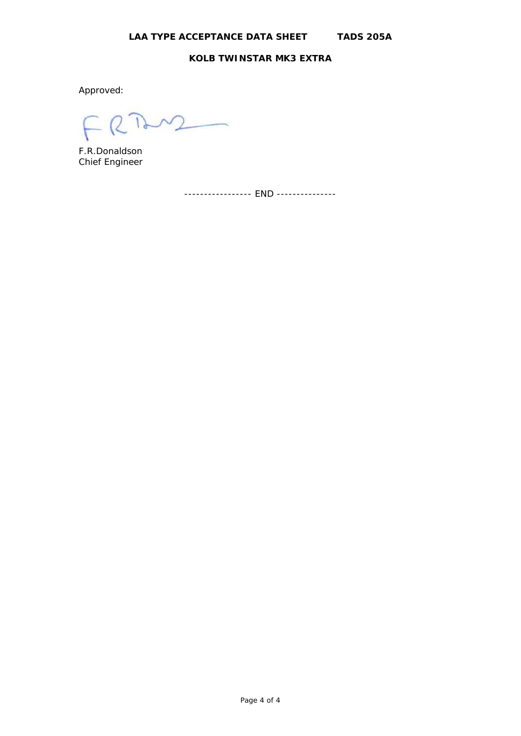Approved:

F.R.Donaldson
Chief Engineer

----------------- END ---------------